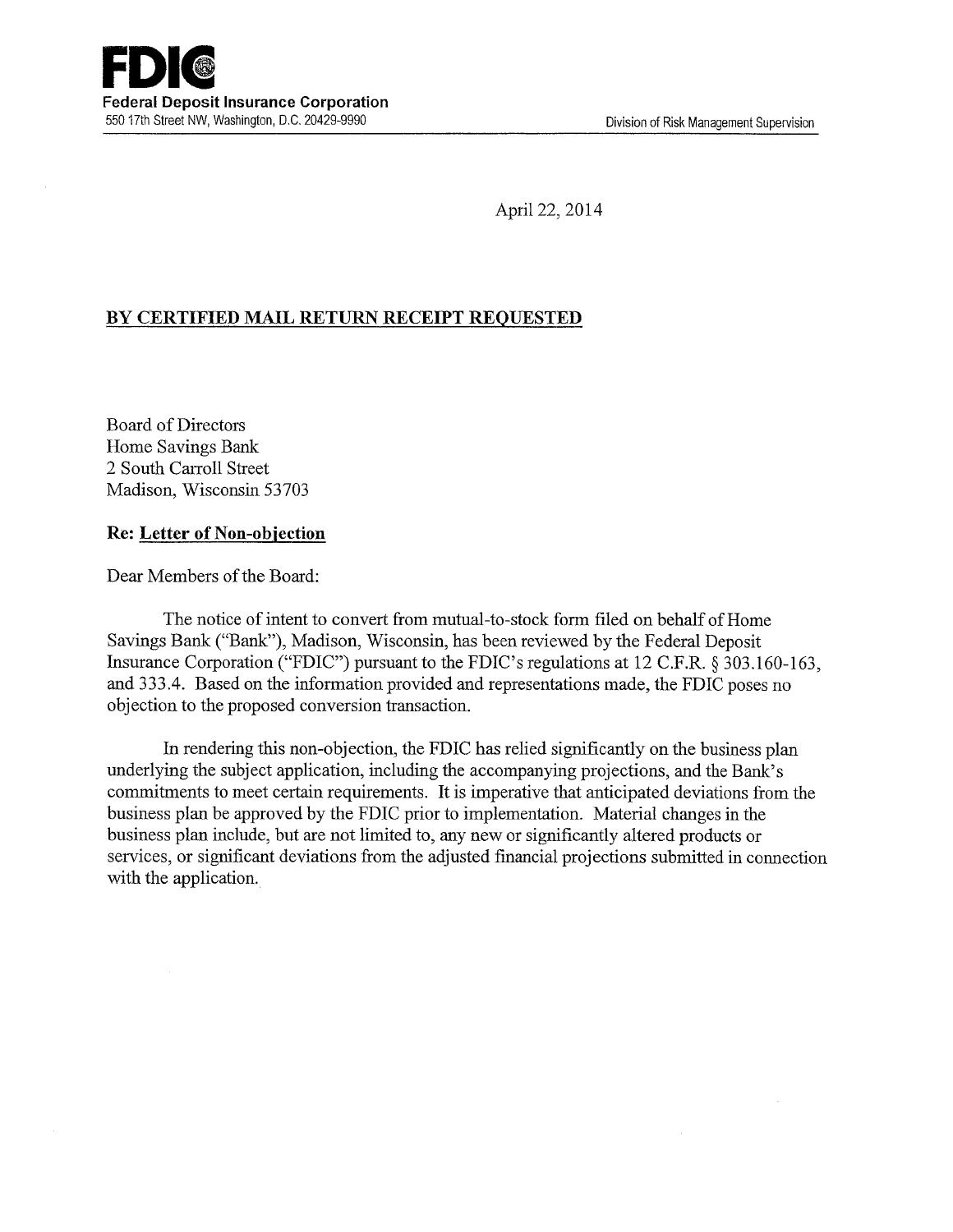**FDIC**
**Federal Deposit Insurance Corporation**
550 17th Street NW, Washington, D.C. 20429-9990

Division of Risk Management Supervision

April 22, 2014

**BY CERTIFIED MAIL RETURN RECEIPT REQUESTED**

Board of Directors
Home Savings Bank
2 South Carroll Street
Madison, Wisconsin 53703

**Re: Letter of Non-objection**

Dear Members of the Board:

The notice of intent to convert from mutual-to-stock form filed on behalf of Home Savings Bank ("Bank"), Madison, Wisconsin, has been reviewed by the Federal Deposit Insurance Corporation ("FDIC") pursuant to the FDIC's regulations at 12 C.F.R. § 303.160-163, and 333.4. Based on the information provided and representations made, the FDIC poses no objection to the proposed conversion transaction.

In rendering this non-objection, the FDIC has relied significantly on the business plan underlying the subject application, including the accompanying projections, and the Bank's commitments to meet certain requirements. It is imperative that anticipated deviations from the business plan be approved by the FDIC prior to implementation. Material changes in the business plan include, but are not limited to, any new or significantly altered products or services, or significant deviations from the adjusted financial projections submitted in connection with the application.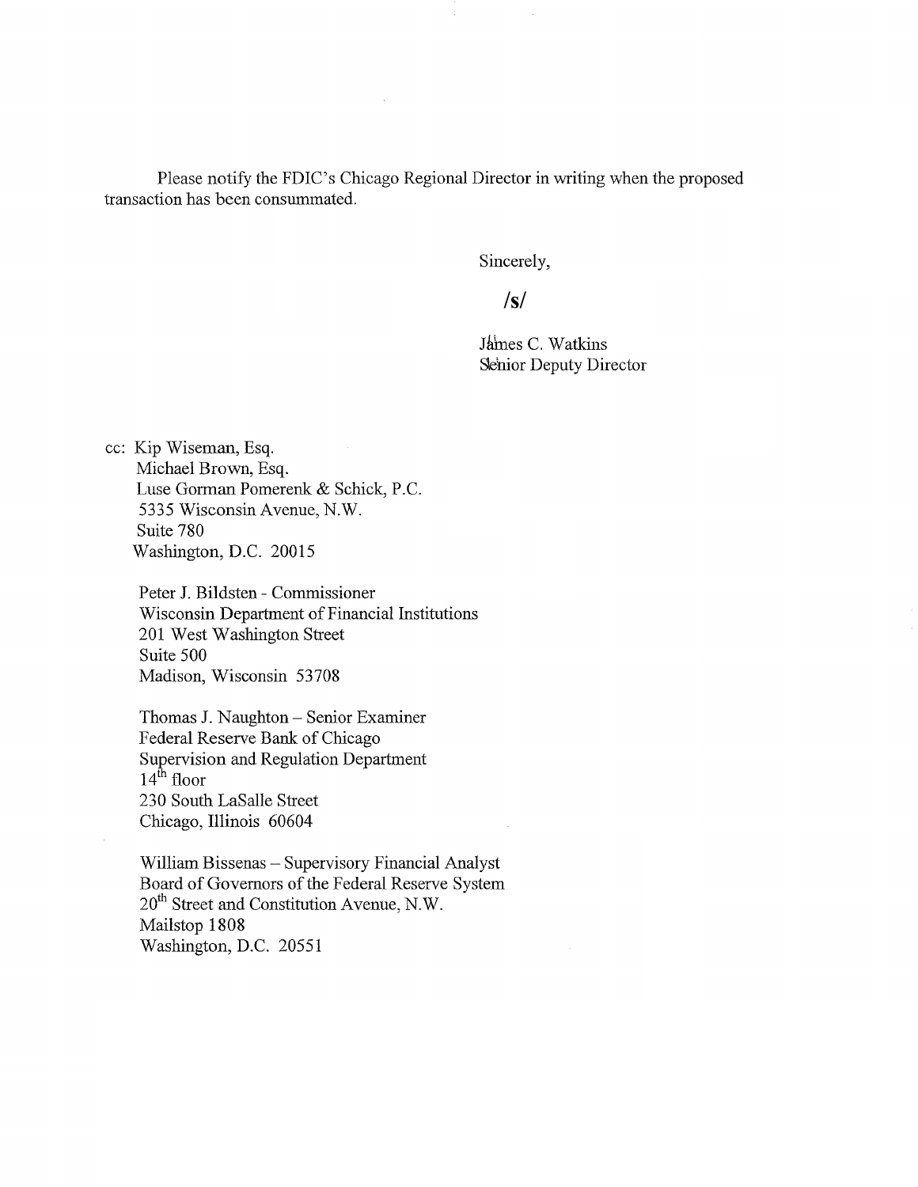Please notify the FDIC's Chicago Regional Director in writing when the proposed transaction has been consummated.

Sincerely,

/s/

James C. Watkins
Senior Deputy Director

cc: Kip Wiseman, Esq.
Michael Brown, Esq.
Luse Gorman Pomerenk & Schick, P.C.
5335 Wisconsin Avenue, N.W.
Suite 780
Washington, D.C. 20015

Peter J. Bildsten - Commissioner
Wisconsin Department of Financial Institutions
201 West Washington Street
Suite 500
Madison, Wisconsin 53708

Thomas J. Naughton – Senior Examiner
Federal Reserve Bank of Chicago
Supervision and Regulation Department
14th floor
230 South LaSalle Street
Chicago, Illinois 60604

William Bissenas – Supervisory Financial Analyst
Board of Governors of the Federal Reserve System
20th Street and Constitution Avenue, N.W.
Mailstop 1808
Washington, D.C. 20551